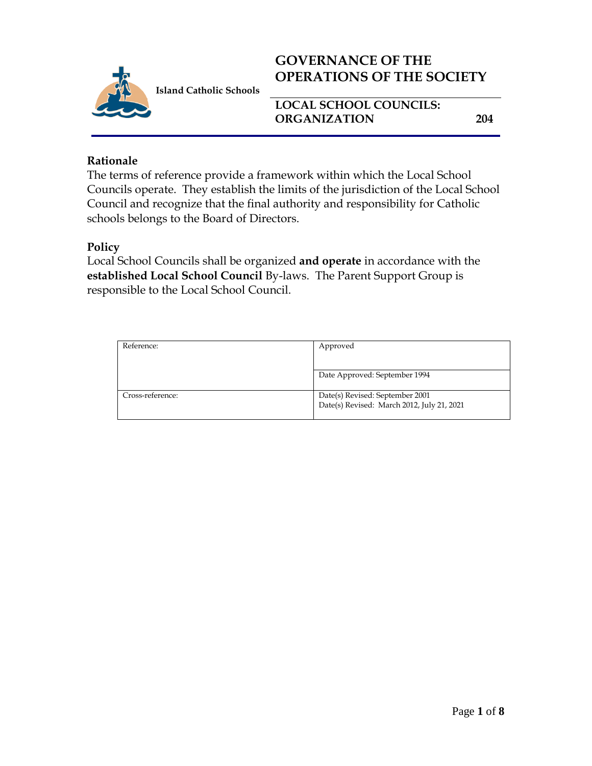**Island Catholic Schools**

# GOVERNANCE OF THE OPERATIONS OF THE SOCIETY

## LOCAL SCHOOL COUNCILS: ORGANIZATION 204

### Rationale

The terms of reference provide a framework within which the Local School Councils operate. They establish the limits of the jurisdiction of the Local School Council and recognize that the final authority and responsibility for Catholic schools belongs to the Board of Directors.

### Policy

Local School Councils shall be organized **and operate** in accordance with the **established Local School Council** By-laws. The Parent Support Group is responsible to the Local School Council.

| Reference: | Approved |
|---|---|
| | Date Approved: September 1994 |
| Cross-reference: | Date(s) Revised: September 2001<br>Date(s) Revised: March 2012, July 21, 2021 |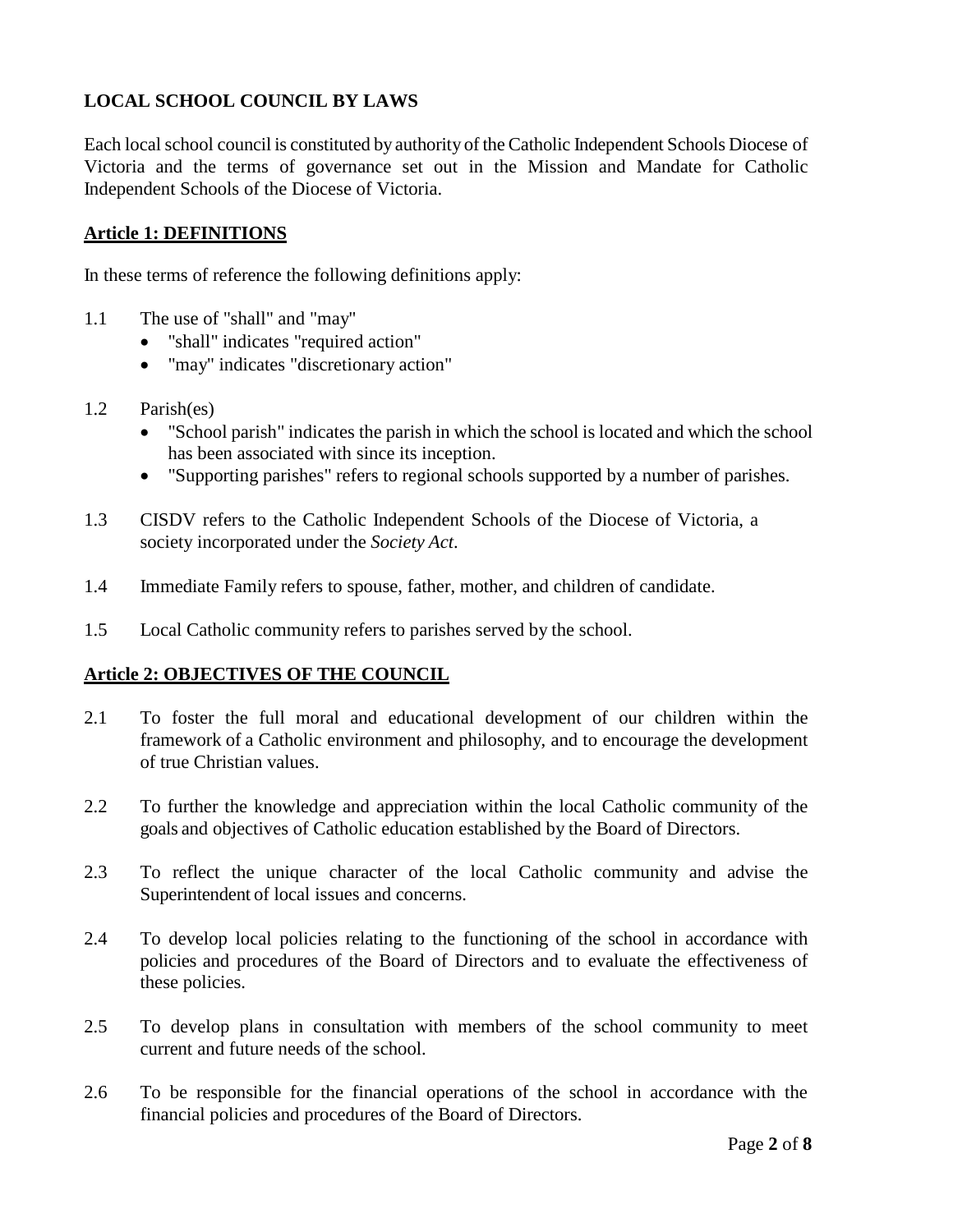**LOCAL SCHOOL COUNCIL BY LAWS**

Each local school council is constituted by authority of the Catholic Independent Schools Diocese of Victoria and the terms of governance set out in the Mission and Mandate for Catholic Independent Schools of the Diocese of Victoria.

## Article 1: DEFINITIONS

In these terms of reference the following definitions apply:

1.1 The use of "shall" and "may"
- "shall" indicates "required action"
- "may" indicates "discretionary action"

1.2 Parish(es)
- "School parish" indicates the parish in which the school is located and which the school has been associated with since its inception.
- "Supporting parishes" refers to regional schools supported by a number of parishes.

1.3 CISDV refers to the Catholic Independent Schools of the Diocese of Victoria, a society incorporated under the *Society Act*.

1.4 Immediate Family refers to spouse, father, mother, and children of candidate.

1.5 Local Catholic community refers to parishes served by the school.

## Article 2: OBJECTIVES OF THE COUNCIL

2.1 To foster the full moral and educational development of our children within the framework of a Catholic environment and philosophy, and to encourage the development of true Christian values.

2.2 To further the knowledge and appreciation within the local Catholic community of the goals and objectives of Catholic education established by the Board of Directors.

2.3 To reflect the unique character of the local Catholic community and advise the Superintendent of local issues and concerns.

2.4 To develop local policies relating to the functioning of the school in accordance with policies and procedures of the Board of Directors and to evaluate the effectiveness of these policies.

2.5 To develop plans in consultation with members of the school community to meet current and future needs of the school.

2.6 To be responsible for the financial operations of the school in accordance with the financial policies and procedures of the Board of Directors.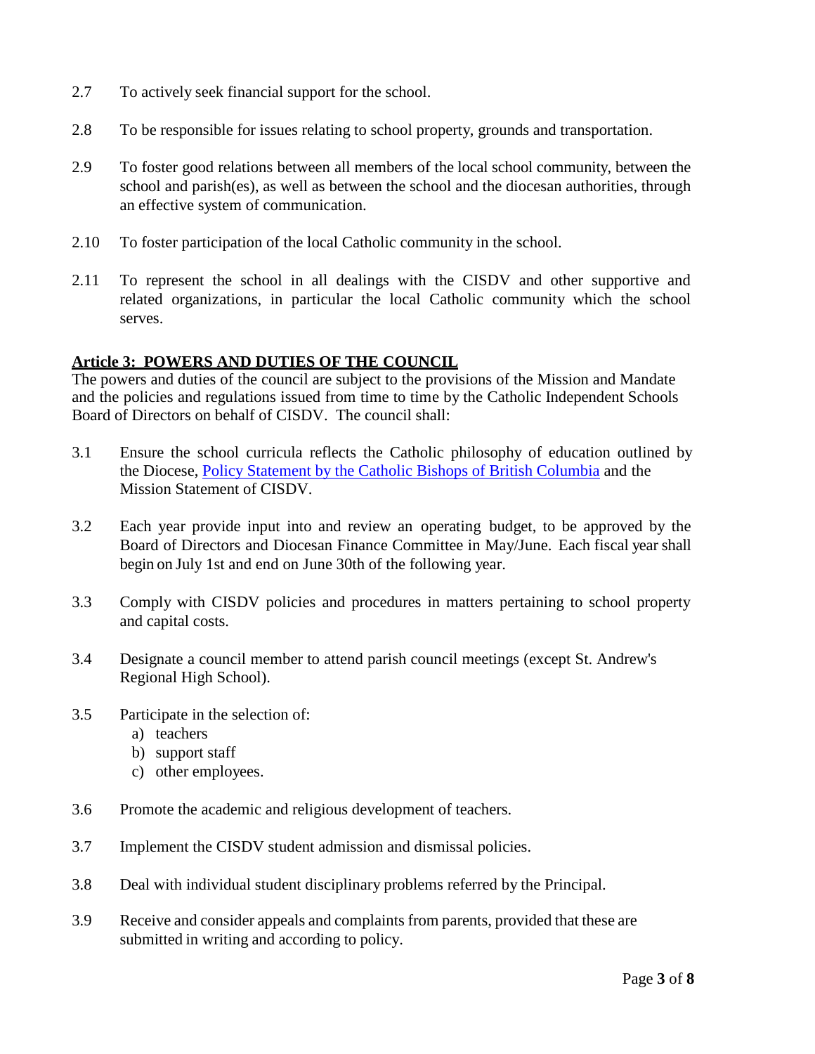2.7 To actively seek financial support for the school.

2.8 To be responsible for issues relating to school property, grounds and transportation.

2.9 To foster good relations between all members of the local school community, between the school and parish(es), as well as between the school and the diocesan authorities, through an effective system of communication.

2.10 To foster participation of the local Catholic community in the school.

2.11 To represent the school in all dealings with the CISDV and other supportive and related organizations, in particular the local Catholic community which the school serves.

## Article 3: POWERS AND DUTIES OF THE COUNCIL

The powers and duties of the council are subject to the provisions of the Mission and Mandate and the policies and regulations issued from time to time by the Catholic Independent Schools Board of Directors on behalf of CISDV. The council shall:

3.1 Ensure the school curricula reflects the Catholic philosophy of education outlined by the Diocese, Policy Statement by the Catholic Bishops of British Columbia and the Mission Statement of CISDV.

3.2 Each year provide input into and review an operating budget, to be approved by the Board of Directors and Diocesan Finance Committee in May/June. Each fiscal year shall begin on July 1st and end on June 30th of the following year.

3.3 Comply with CISDV policies and procedures in matters pertaining to school property and capital costs.

3.4 Designate a council member to attend parish council meetings (except St. Andrew's Regional High School).

3.5 Participate in the selection of:
   a) teachers
   b) support staff
   c) other employees.

3.6 Promote the academic and religious development of teachers.

3.7 Implement the CISDV student admission and dismissal policies.

3.8 Deal with individual student disciplinary problems referred by the Principal.

3.9 Receive and consider appeals and complaints from parents, provided that these are submitted in writing and according to policy.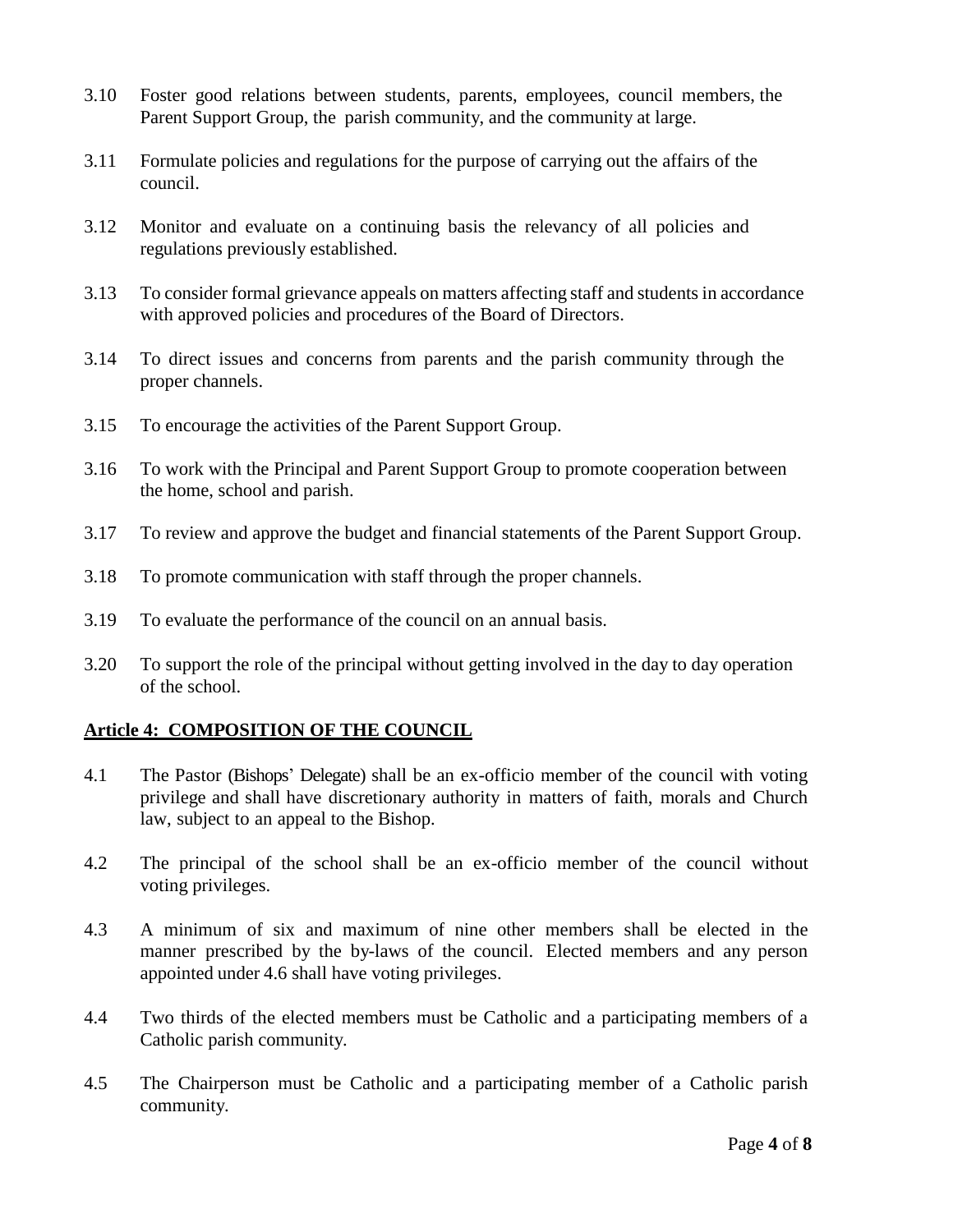3.10 Foster good relations between students, parents, employees, council members, the Parent Support Group, the parish community, and the community at large.

3.11 Formulate policies and regulations for the purpose of carrying out the affairs of the council.

3.12 Monitor and evaluate on a continuing basis the relevancy of all policies and regulations previously established.

3.13 To consider formal grievance appeals on matters affecting staff and students in accordance with approved policies and procedures of the Board of Directors.

3.14 To direct issues and concerns from parents and the parish community through the proper channels.

3.15 To encourage the activities of the Parent Support Group.

3.16 To work with the Principal and Parent Support Group to promote cooperation between the home, school and parish.

3.17 To review and approve the budget and financial statements of the Parent Support Group.

3.18 To promote communication with staff through the proper channels.

3.19 To evaluate the performance of the council on an annual basis.

3.20 To support the role of the principal without getting involved in the day to day operation of the school.

## Article 4: COMPOSITION OF THE COUNCIL

4.1 The Pastor (Bishops' Delegate) shall be an ex-officio member of the council with voting privilege and shall have discretionary authority in matters of faith, morals and Church law, subject to an appeal to the Bishop.

4.2 The principal of the school shall be an ex-officio member of the council without voting privileges.

4.3 A minimum of six and maximum of nine other members shall be elected in the manner prescribed by the by-laws of the council. Elected members and any person appointed under 4.6 shall have voting privileges.

4.4 Two thirds of the elected members must be Catholic and a participating members of a Catholic parish community.

4.5 The Chairperson must be Catholic and a participating member of a Catholic parish community.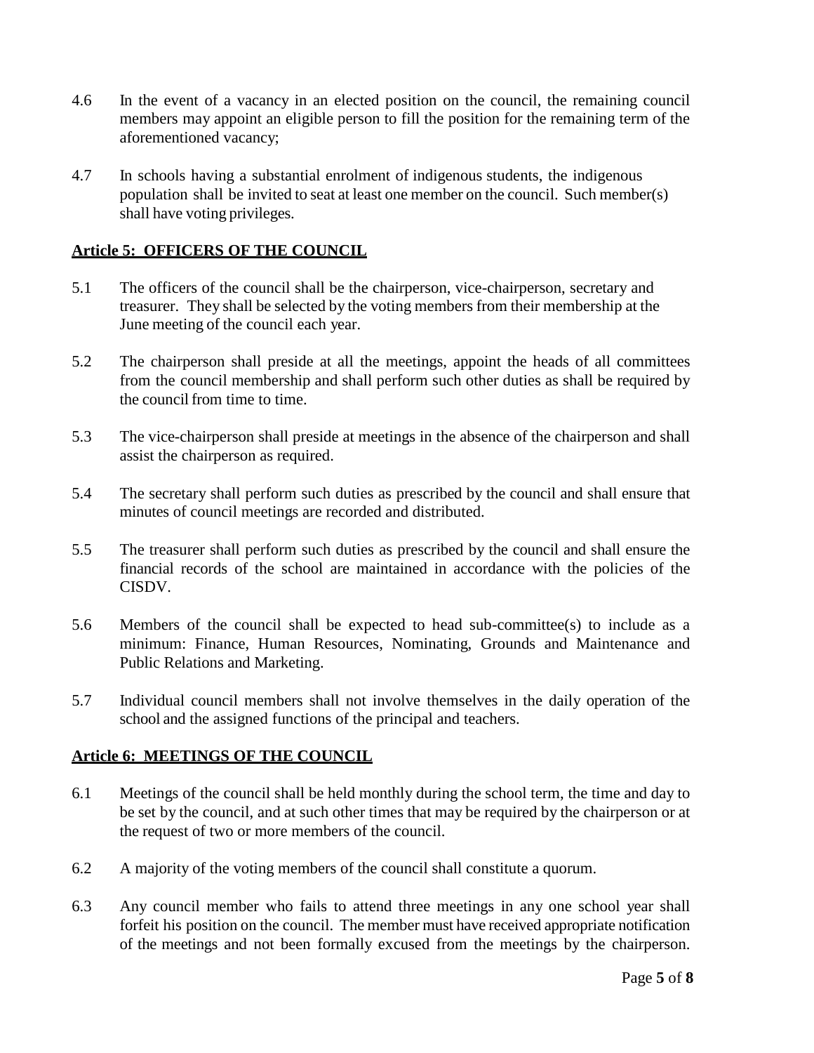4.6 In the event of a vacancy in an elected position on the council, the remaining council members may appoint an eligible person to fill the position for the remaining term of the aforementioned vacancy;

4.7 In schools having a substantial enrolment of indigenous students, the indigenous population shall be invited to seat at least one member on the council. Such member(s) shall have voting privileges.

## Article 5: OFFICERS OF THE COUNCIL

5.1 The officers of the council shall be the chairperson, vice-chairperson, secretary and treasurer. They shall be selected by the voting members from their membership at the June meeting of the council each year.

5.2 The chairperson shall preside at all the meetings, appoint the heads of all committees from the council membership and shall perform such other duties as shall be required by the council from time to time.

5.3 The vice-chairperson shall preside at meetings in the absence of the chairperson and shall assist the chairperson as required.

5.4 The secretary shall perform such duties as prescribed by the council and shall ensure that minutes of council meetings are recorded and distributed.

5.5 The treasurer shall perform such duties as prescribed by the council and shall ensure the financial records of the school are maintained in accordance with the policies of the CISDV.

5.6 Members of the council shall be expected to head sub-committee(s) to include as a minimum: Finance, Human Resources, Nominating, Grounds and Maintenance and Public Relations and Marketing.

5.7 Individual council members shall not involve themselves in the daily operation of the school and the assigned functions of the principal and teachers.

## Article 6: MEETINGS OF THE COUNCIL

6.1 Meetings of the council shall be held monthly during the school term, the time and day to be set by the council, and at such other times that may be required by the chairperson or at the request of two or more members of the council.

6.2 A majority of the voting members of the council shall constitute a quorum.

6.3 Any council member who fails to attend three meetings in any one school year shall forfeit his position on the council. The member must have received appropriate notification of the meetings and not been formally excused from the meetings by the chairperson.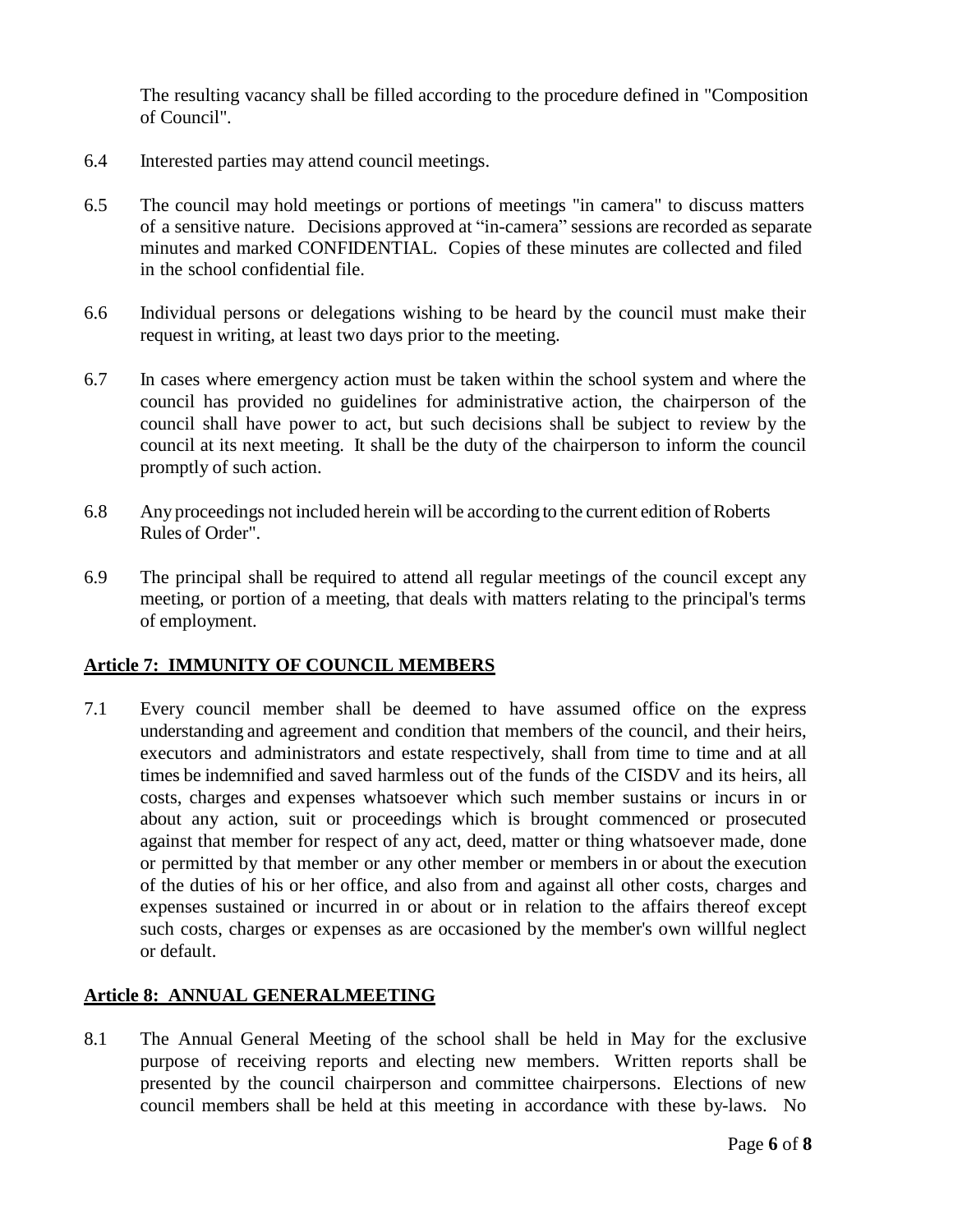The resulting vacancy shall be filled according to the procedure defined in "Composition of Council".

6.4 Interested parties may attend council meetings.

6.5 The council may hold meetings or portions of meetings "in camera" to discuss matters of a sensitive nature. Decisions approved at "in-camera" sessions are recorded as separate minutes and marked CONFIDENTIAL. Copies of these minutes are collected and filed in the school confidential file.

6.6 Individual persons or delegations wishing to be heard by the council must make their request in writing, at least two days prior to the meeting.

6.7 In cases where emergency action must be taken within the school system and where the council has provided no guidelines for administrative action, the chairperson of the council shall have power to act, but such decisions shall be subject to review by the council at its next meeting. It shall be the duty of the chairperson to inform the council promptly of such action.

6.8 Any proceedings not included herein will be according to the current edition of Roberts Rules of Order".

6.9 The principal shall be required to attend all regular meetings of the council except any meeting, or portion of a meeting, that deals with matters relating to the principal's terms of employment.

## Article 7: IMMUNITY OF COUNCIL MEMBERS

7.1 Every council member shall be deemed to have assumed office on the express understanding and agreement and condition that members of the council, and their heirs, executors and administrators and estate respectively, shall from time to time and at all times be indemnified and saved harmless out of the funds of the CISDV and its heirs, all costs, charges and expenses whatsoever which such member sustains or incurs in or about any action, suit or proceedings which is brought commenced or prosecuted against that member for respect of any act, deed, matter or thing whatsoever made, done or permitted by that member or any other member or members in or about the execution of the duties of his or her office, and also from and against all other costs, charges and expenses sustained or incurred in or about or in relation to the affairs thereof except such costs, charges or expenses as are occasioned by the member's own willful neglect or default.

## Article 8: ANNUAL GENERALMEETING

8.1 The Annual General Meeting of the school shall be held in May for the exclusive purpose of receiving reports and electing new members. Written reports shall be presented by the council chairperson and committee chairpersons. Elections of new council members shall be held at this meeting in accordance with these by-laws. No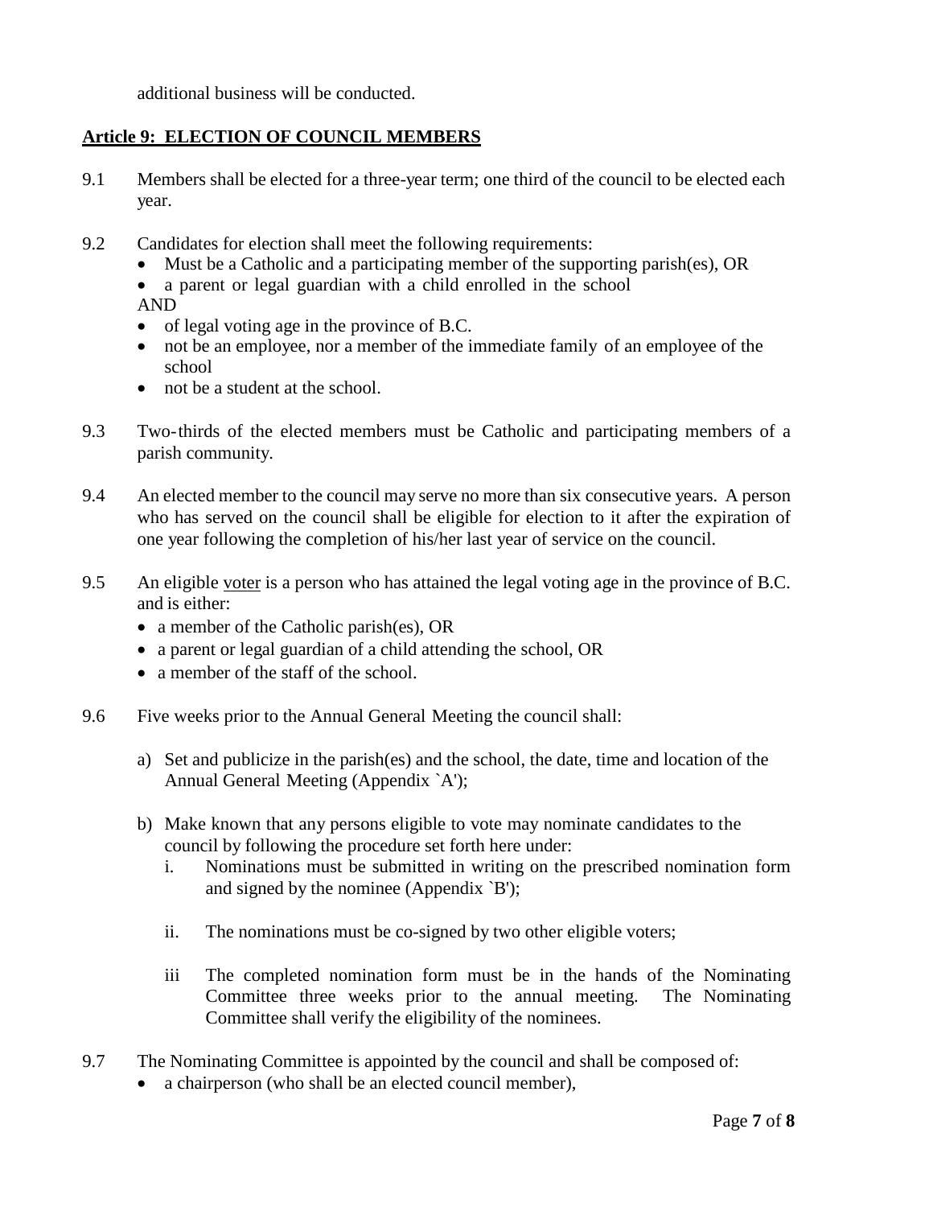additional business will be conducted.

**Article 9: ELECTION OF COUNCIL MEMBERS**

9.1 Members shall be elected for a three-year term; one third of the council to be elected each year.

9.2 Candidates for election shall meet the following requirements:

- Must be a Catholic and a participating member of the supporting parish(es), OR
- a parent or legal guardian with a child enrolled in the school

AND

- of legal voting age in the province of B.C.
- not be an employee, nor a member of the immediate family of an employee of the school
- not be a student at the school.

9.3 Two-thirds of the elected members must be Catholic and participating members of a parish community.

9.4 An elected member to the council may serve no more than six consecutive years. A person who has served on the council shall be eligible for election to it after the expiration of one year following the completion of his/her last year of service on the council.

9.5 An eligible voter is a person who has attained the legal voting age in the province of B.C. and is either:

- a member of the Catholic parish(es), OR
- a parent or legal guardian of a child attending the school, OR
- a member of the staff of the school.

9.6 Five weeks prior to the Annual General Meeting the council shall:

a) Set and publicize in the parish(es) and the school, the date, time and location of the Annual General Meeting (Appendix `A');

b) Make known that any persons eligible to vote may nominate candidates to the council by following the procedure set forth here under:

   i. Nominations must be submitted in writing on the prescribed nomination form and signed by the nominee (Appendix `B');

   ii. The nominations must be co-signed by two other eligible voters;

   iii The completed nomination form must be in the hands of the Nominating Committee three weeks prior to the annual meeting. The Nominating Committee shall verify the eligibility of the nominees.

9.7 The Nominating Committee is appointed by the council and shall be composed of:

- a chairperson (who shall be an elected council member),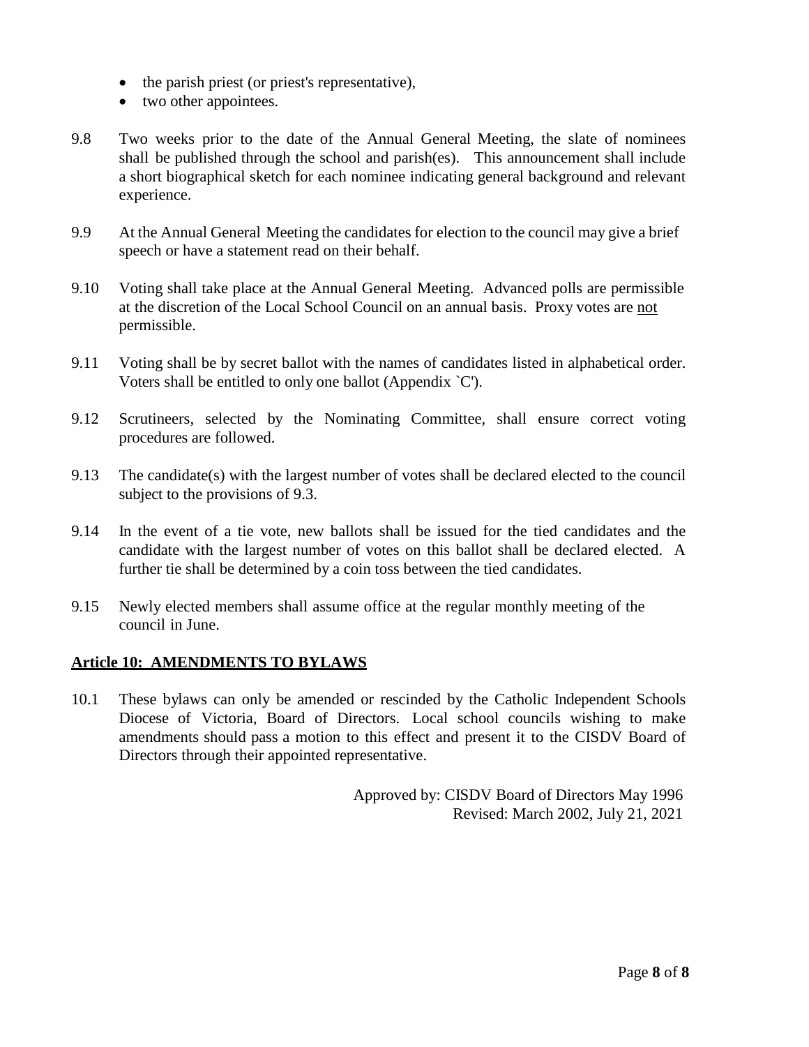- the parish priest (or priest's representative),
- two other appointees.

9.8 Two weeks prior to the date of the Annual General Meeting, the slate of nominees shall be published through the school and parish(es). This announcement shall include a short biographical sketch for each nominee indicating general background and relevant experience.

9.9 At the Annual General Meeting the candidates for election to the council may give a brief speech or have a statement read on their behalf.

9.10 Voting shall take place at the Annual General Meeting. Advanced polls are permissible at the discretion of the Local School Council on an annual basis. Proxy votes are <u>not</u> permissible.

9.11 Voting shall be by secret ballot with the names of candidates listed in alphabetical order. Voters shall be entitled to only one ballot (Appendix `C').

9.12 Scrutineers, selected by the Nominating Committee, shall ensure correct voting procedures are followed.

9.13 The candidate(s) with the largest number of votes shall be declared elected to the council subject to the provisions of 9.3.

9.14 In the event of a tie vote, new ballots shall be issued for the tied candidates and the candidate with the largest number of votes on this ballot shall be declared elected. A further tie shall be determined by a coin toss between the tied candidates.

9.15 Newly elected members shall assume office at the regular monthly meeting of the council in June.

## Article 10: AMENDMENTS TO BYLAWS

10.1 These bylaws can only be amended or rescinded by the Catholic Independent Schools Diocese of Victoria, Board of Directors. Local school councils wishing to make amendments should pass a motion to this effect and present it to the CISDV Board of Directors through their appointed representative.

Approved by: CISDV Board of Directors May 1996
Revised: March 2002, July 21, 2021